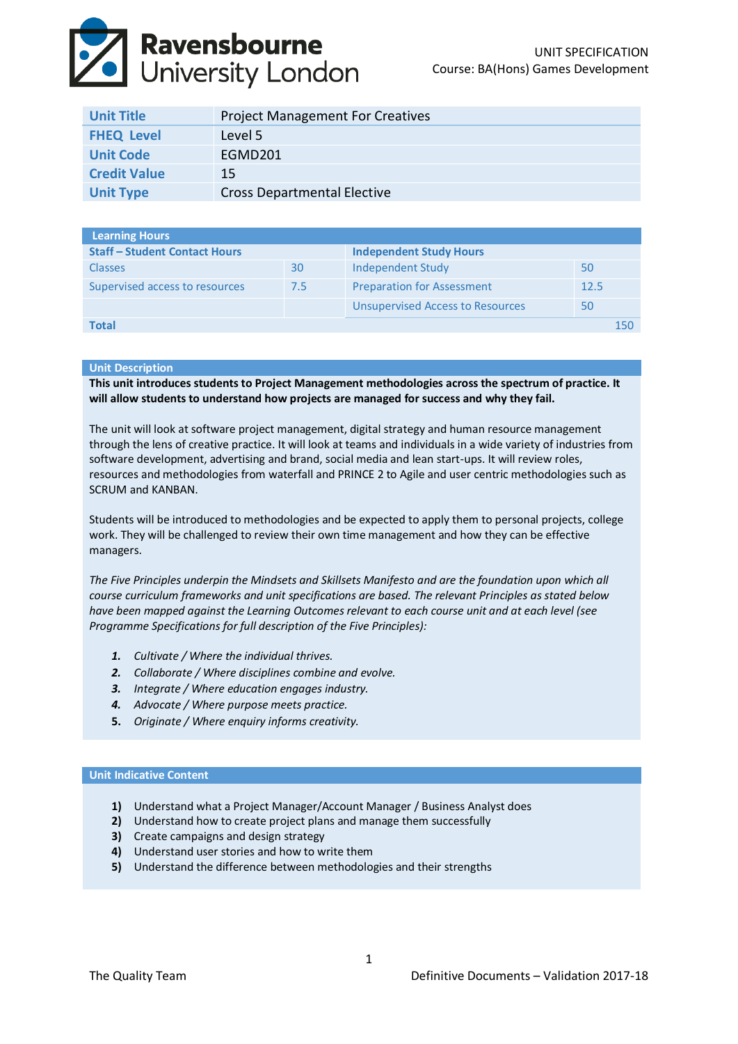UNIT SPECIFICATION
Course: BA(Hons) Games Development

| Unit Title | Project Management For Creatives |
| --- | --- |
| FHEQ Level | Level 5 |
| Unit Code | EGMD201 |
| Credit Value | 15 |
| Unit Type | Cross Departmental Elective |

| Learning Hours | | | |
| --- | --- | --- | --- |
| **Staff – Student Contact Hours** | | **Independent Study Hours** | |
| Classes | 30 | Independent Study | 50 |
| Supervised access to resources | 7.5 | Preparation for Assessment | 12.5 |
| | | Unsupervised Access to Resources | 50 |
| **Total** | | | 150 |

## Unit Description

**This unit introduces students to Project Management methodologies across the spectrum of practice. It will allow students to understand how projects are managed for success and why they fail.**

The unit will look at software project management, digital strategy and human resource management through the lens of creative practice. It will look at teams and individuals in a wide variety of industries from software development, advertising and brand, social media and lean start-ups. It will review roles, resources and methodologies from waterfall and PRINCE 2 to Agile and user centric methodologies such as SCRUM and KANBAN.

Students will be introduced to methodologies and be expected to apply them to personal projects, college work. They will be challenged to review their own time management and how they can be effective managers.

*The Five Principles underpin the Mindsets and Skillsets Manifesto and are the foundation upon which all course curriculum frameworks and unit specifications are based. The relevant Principles as stated below have been mapped against the Learning Outcomes relevant to each course unit and at each level (see Programme Specifications for full description of the Five Principles):*

1. *Cultivate / Where the individual thrives.*
2. *Collaborate / Where disciplines combine and evolve.*
3. *Integrate / Where education engages industry.*
4. *Advocate / Where purpose meets practice.*
5. *Originate / Where enquiry informs creativity.*

## Unit Indicative Content

1) Understand what a Project Manager/Account Manager / Business Analyst does
2) Understand how to create project plans and manage them successfully
3) Create campaigns and design strategy
4) Understand user stories and how to write them
5) Understand the difference between methodologies and their strengths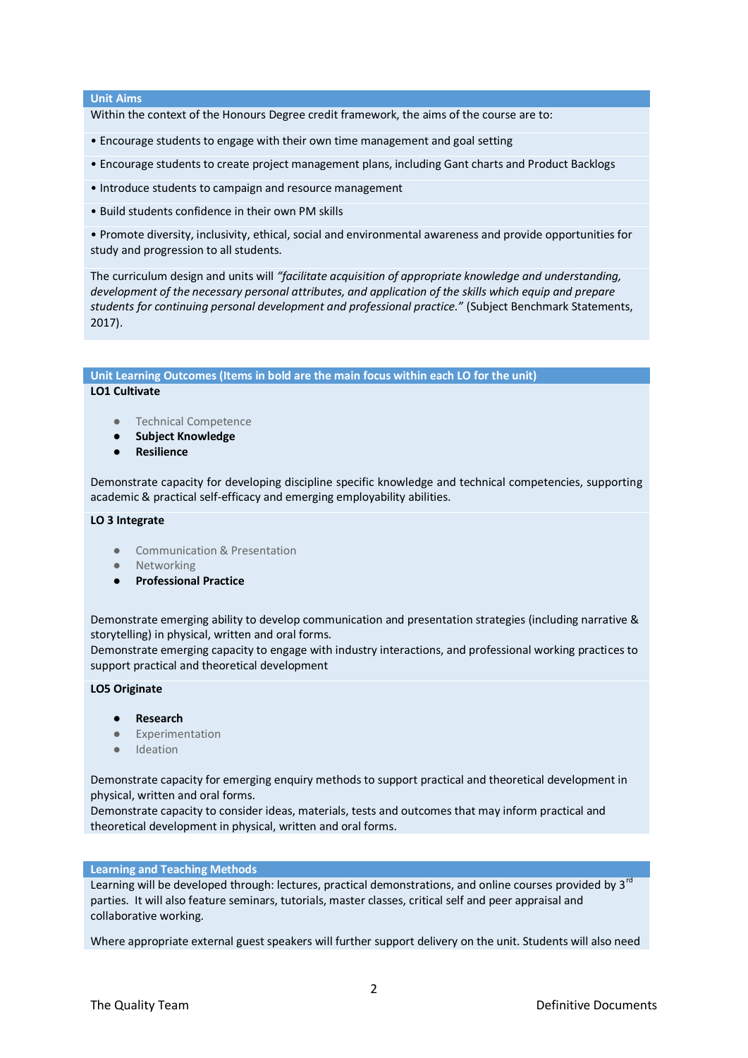## Unit Aims

Within the context of the Honours Degree credit framework, the aims of the course are to:

- Encourage students to engage with their own time management and goal setting
- Encourage students to create project management plans, including Gant charts and Product Backlogs
- Introduce students to campaign and resource management
- Build students confidence in their own PM skills
- Promote diversity, inclusivity, ethical, social and environmental awareness and provide opportunities for study and progression to all students.

The curriculum design and units will *"facilitate acquisition of appropriate knowledge and understanding, development of the necessary personal attributes, and application of the skills which equip and prepare students for continuing personal development and professional practice."* (Subject Benchmark Statements, 2017).

## Unit Learning Outcomes (Items in bold are the main focus within each LO for the unit)

**LO1 Cultivate**

- Technical Competence
- **Subject Knowledge**
- **Resilience**

Demonstrate capacity for developing discipline specific knowledge and technical competencies, supporting academic & practical self-efficacy and emerging employability abilities.

**LO 3 Integrate**

- Communication & Presentation
- Networking
- **Professional Practice**

Demonstrate emerging ability to develop communication and presentation strategies (including narrative & storytelling) in physical, written and oral forms.
Demonstrate emerging capacity to engage with industry interactions, and professional working practices to support practical and theoretical development

**LO5 Originate**

- **Research**
- Experimentation
- Ideation

Demonstrate capacity for emerging enquiry methods to support practical and theoretical development in physical, written and oral forms.
Demonstrate capacity to consider ideas, materials, tests and outcomes that may inform practical and theoretical development in physical, written and oral forms.

## Learning and Teaching Methods

Learning will be developed through: lectures, practical demonstrations, and online courses provided by 3rd parties. It will also feature seminars, tutorials, master classes, critical self and peer appraisal and collaborative working.

Where appropriate external guest speakers will further support delivery on the unit. Students will also need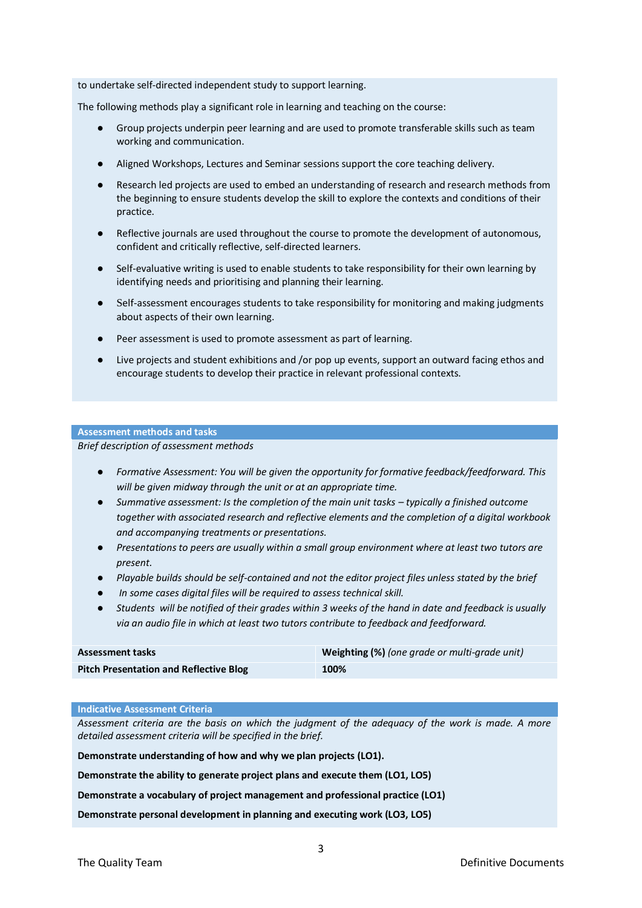to undertake self-directed independent study to support learning.

The following methods play a significant role in learning and teaching on the course:

- Group projects underpin peer learning and are used to promote transferable skills such as team working and communication.
- Aligned Workshops, Lectures and Seminar sessions support the core teaching delivery.
- Research led projects are used to embed an understanding of research and research methods from the beginning to ensure students develop the skill to explore the contexts and conditions of their practice.
- Reflective journals are used throughout the course to promote the development of autonomous, confident and critically reflective, self-directed learners.
- Self-evaluative writing is used to enable students to take responsibility for their own learning by identifying needs and prioritising and planning their learning.
- Self-assessment encourages students to take responsibility for monitoring and making judgments about aspects of their own learning.
- Peer assessment is used to promote assessment as part of learning.
- Live projects and student exhibitions and /or pop up events, support an outward facing ethos and encourage students to develop their practice in relevant professional contexts.

## Assessment methods and tasks

*Brief description of assessment methods*

- *Formative Assessment: You will be given the opportunity for formative feedback/feedforward. This will be given midway through the unit or at an appropriate time.*
- *Summative assessment: Is the completion of the main unit tasks – typically a finished outcome together with associated research and reflective elements and the completion of a digital workbook and accompanying treatments or presentations.*
- *Presentations to peers are usually within a small group environment where at least two tutors are present.*
- *Playable builds should be self-contained and not the editor project files unless stated by the brief*
- *In some cases digital files will be required to assess technical skill.*
- *Students will be notified of their grades within 3 weeks of the hand in date and feedback is usually via an audio file in which at least two tutors contribute to feedback and feedforward.*

| Assessment tasks | Weighting (%) *(one grade or multi-grade unit)* |
|---|---|
| **Pitch Presentation and Reflective Blog** | **100%** |

## Indicative Assessment Criteria

*Assessment criteria are the basis on which the judgment of the adequacy of the work is made. A more detailed assessment criteria will be specified in the brief.*

**Demonstrate understanding of how and why we plan projects (LO1).**

**Demonstrate the ability to generate project plans and execute them (LO1, LO5)**

**Demonstrate a vocabulary of project management and professional practice (LO1)**

**Demonstrate personal development in planning and executing work (LO3, LO5)**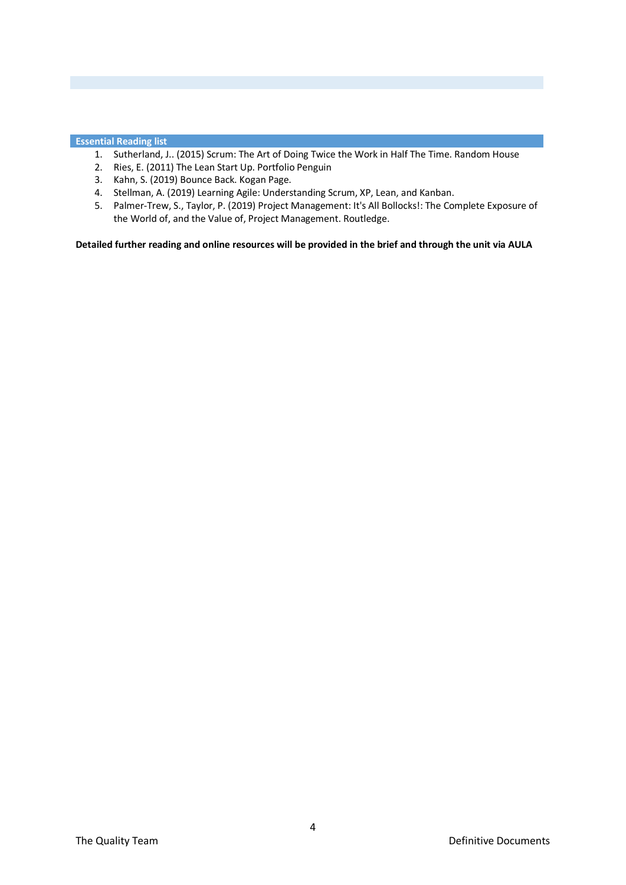## Essential Reading list

1. Sutherland, J.. (2015) Scrum: The Art of Doing Twice the Work in Half The Time. Random House
2. Ries, E. (2011) The Lean Start Up. Portfolio Penguin
3. Kahn, S. (2019) Bounce Back. Kogan Page.
4. Stellman, A. (2019) Learning Agile: Understanding Scrum, XP, Lean, and Kanban.
5. Palmer-Trew, S., Taylor, P. (2019) Project Management: It's All Bollocks!: The Complete Exposure of the World of, and the Value of, Project Management. Routledge.

**Detailed further reading and online resources will be provided in the brief and through the unit via AULA**